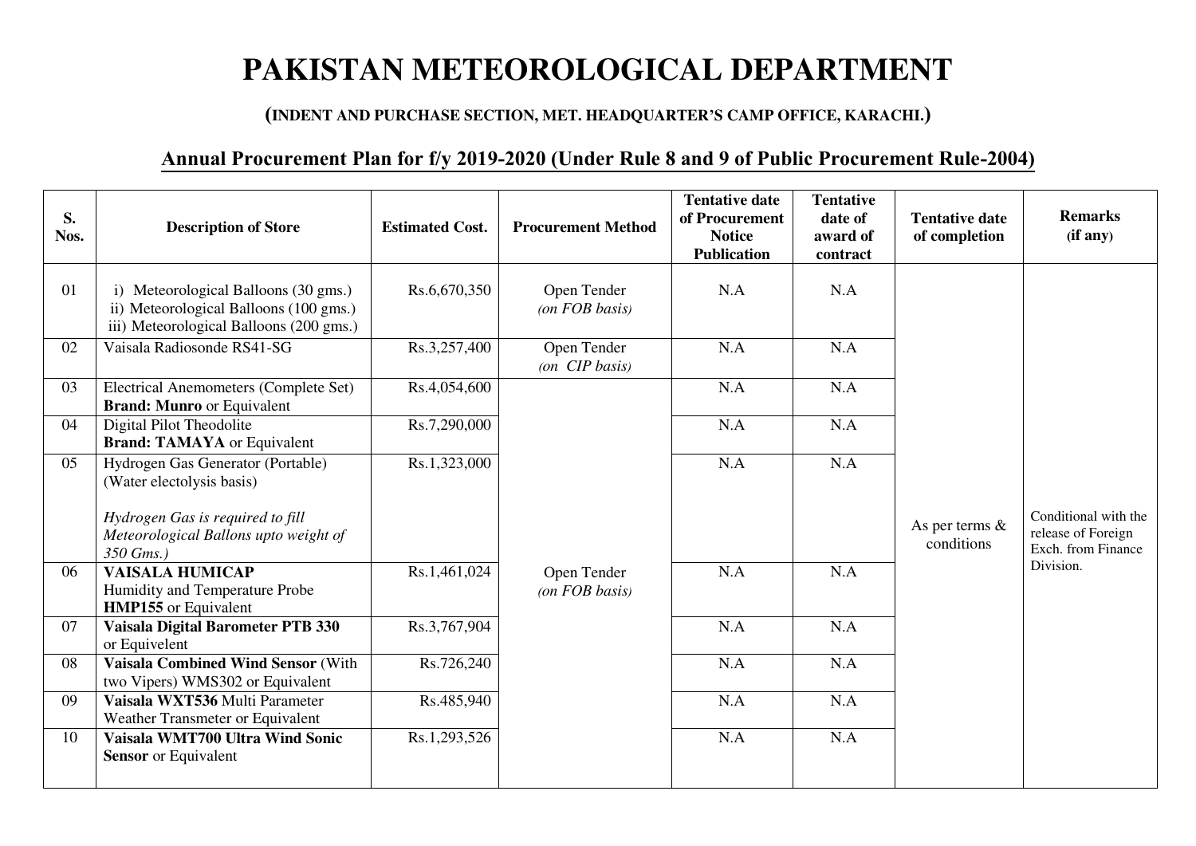# PAKISTAN METEOROLOGICAL DEPARTMENT

**(INDENT AND PURCHASE SECTION, MET. HEADQUARTER'S CAMP OFFICE, KARACHI.)**

## Annual Procurement Plan for f/y 2019-2020 (Under Rule 8 and 9 of Public Procurement Rule-2004)

| S. Nos. | Description of Store | Estimated Cost. | Procurement Method | Tentative date of Procurement Notice Publication | Tentative date of award of contract | Tentative date of completion | Remarks (if any) |
|---|---|---|---|---|---|---|---|
| 01 | i) Meteorological Balloons (30 gms.)<br>ii) Meteorological Balloons (100 gms.)<br>iii) Meteorological Balloons (200 gms.) | Rs.6,670,350 | Open Tender *(on FOB basis)* | N.A | N.A | As per terms & conditions | Conditional with the release of Foreign Exch. from Finance Division. |
| 02 | Vaisala Radiosonde RS41-SG | Rs.3,257,400 | Open Tender *(on CIP basis)* | N.A | N.A | | |
| 03 | Electrical Anemometers (Complete Set)<br>**Brand: Munro** or Equivalent | Rs.4,054,600 | Open Tender *(on FOB basis)* | N.A | N.A | | |
| 04 | Digital Pilot Theodolite<br>**Brand: TAMAYA** or Equivalent | Rs.7,290,000 | | N.A | N.A | | |
| 05 | Hydrogen Gas Generator (Portable) (Water electolysis basis)<br><br>*Hydrogen Gas is required to fill Meteorological Ballons upto weight of 350 Gms.)* | Rs.1,323,000 | | N.A | N.A | | |
| 06 | **VAISALA HUMICAP**<br>Humidity and Temperature Probe<br>**HMP155** or Equivalent | Rs.1,461,024 | | N.A | N.A | | |
| 07 | **Vaisala Digital Barometer PTB 330** or Equivelent | Rs.3,767,904 | | N.A | N.A | | |
| 08 | **Vaisala Combined Wind Sensor** (With two Vipers) WMS302 or Equivalent | Rs.726,240 | | N.A | N.A | | |
| 09 | **Vaisala WXT536** Multi Parameter Weather Transmeter or Equivalent | Rs.485,940 | | N.A | N.A | | |
| 10 | **Vaisala WMT700 Ultra Wind Sonic Sensor** or Equivalent | Rs.1,293,526 | | N.A | N.A | | |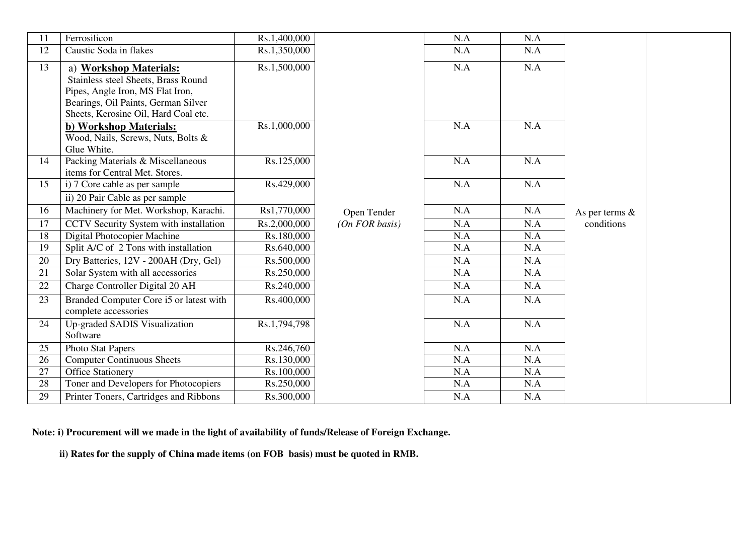| | | | | | | | |
|---|---|---|---|---|---|---|---|
| 11 | Ferrosilicon | Rs.1,400,000 | Open Tender *(On FOR basis)* | N.A | N.A | As per terms & conditions | |
| 12 | Caustic Soda in flakes | Rs.1,350,000 | | N.A | N.A | | |
| 13 | a) **Workshop Materials:** Stainless steel Sheets, Brass Round Pipes, Angle Iron, MS Flat Iron, Bearings, Oil Paints, German Silver Sheets, Kerosine Oil, Hard Coal etc. | Rs.1,500,000 | | N.A | N.A | | |
| | **b) Workshop Materials:** Wood, Nails, Screws, Nuts, Bolts & Glue White. | Rs.1,000,000 | | N.A | N.A | | |
| 14 | Packing Materials & Miscellaneous items for Central Met. Stores. | Rs.125,000 | | N.A | N.A | | |
| 15 | i) 7 Core cable as per sample<br>ii) 20 Pair Cable as per sample | Rs.429,000 | | N.A | N.A | | |
| 16 | Machinery for Met. Workshop, Karachi. | Rs1,770,000 | | N.A | N.A | | |
| 17 | CCTV Security System with installation | Rs.2,000,000 | | N.A | N.A | | |
| 18 | Digital Photocopier Machine | Rs.180,000 | | N.A | N.A | | |
| 19 | Split A/C of 2 Tons with installation | Rs.640,000 | | N.A | N.A | | |
| 20 | Dry Batteries, 12V - 200AH (Dry, Gel) | Rs.500,000 | | N.A | N.A | | |
| 21 | Solar System with all accessories | Rs.250,000 | | N.A | N.A | | |
| 22 | Charge Controller Digital 20 AH | Rs.240,000 | | N.A | N.A | | |
| 23 | Branded Computer Core i5 or latest with complete accessories | Rs.400,000 | | N.A | N.A | | |
| 24 | Up-graded SADIS Visualization Software | Rs.1,794,798 | | N.A | N.A | | |
| 25 | Photo Stat Papers | Rs.246,760 | | N.A | N.A | | |
| 26 | Computer Continuous Sheets | Rs.130,000 | | N.A | N.A | | |
| 27 | Office Stationery | Rs.100,000 | | N.A | N.A | | |
| 28 | Toner and Developers for Photocopiers | Rs.250,000 | | N.A | N.A | | |
| 29 | Printer Toners, Cartridges and Ribbons | Rs.300,000 | | N.A | N.A | | |

**Note: i) Procurement will we made in the light of availability of funds/Release of Foreign Exchange.**

**ii) Rates for the supply of China made items (on FOB basis) must be quoted in RMB.**